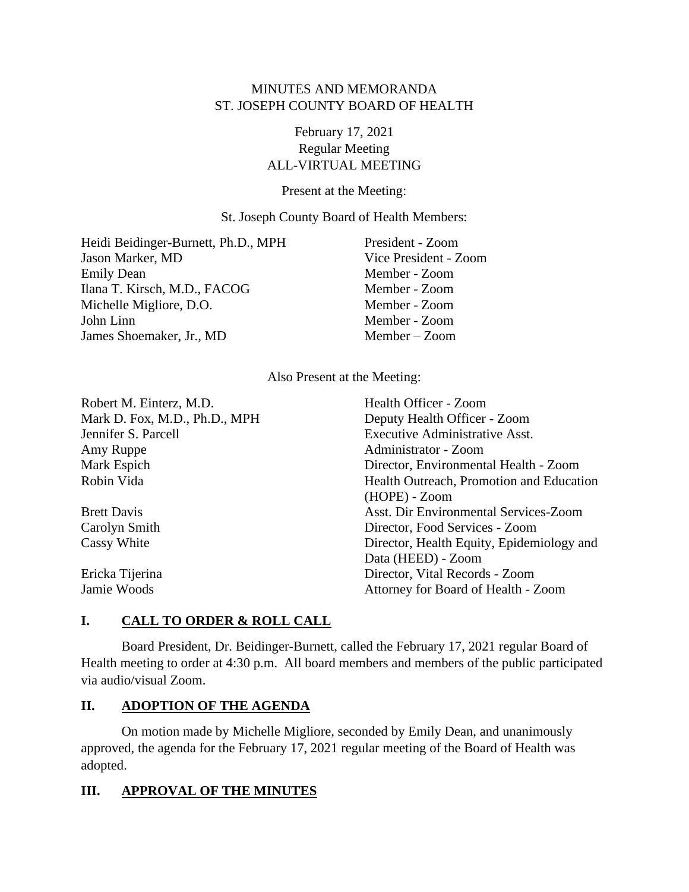MINUTES AND MEMORANDA
ST. JOSEPH COUNTY BOARD OF HEALTH

February 17, 2021
Regular Meeting
ALL-VIRTUAL MEETING

Present at the Meeting:

St. Joseph County Board of Health Members:

| | |
|---|---|
| Heidi Beidinger-Burnett, Ph.D., MPH | President - Zoom |
| Jason Marker, MD | Vice President - Zoom |
| Emily Dean | Member - Zoom |
| Ilana T. Kirsch, M.D., FACOG | Member - Zoom |
| Michelle Migliore, D.O. | Member - Zoom |
| John Linn | Member - Zoom |
| James Shoemaker, Jr., MD | Member – Zoom |

Also Present at the Meeting:

| | |
|---|---|
| Robert M. Einterz, M.D. | Health Officer - Zoom |
| Mark D. Fox, M.D., Ph.D., MPH | Deputy Health Officer - Zoom |
| Jennifer S. Parcell | Executive Administrative Asst. |
| Amy Ruppe | Administrator - Zoom |
| Mark Espich | Director, Environmental Health - Zoom |
| Robin Vida | Health Outreach, Promotion and Education (HOPE) - Zoom |
| Brett Davis | Asst. Dir Environmental Services-Zoom |
| Carolyn Smith | Director, Food Services - Zoom |
| Cassy White | Director, Health Equity, Epidemiology and Data (HEED) - Zoom |
| Ericka Tijerina | Director, Vital Records - Zoom |
| Jamie Woods | Attorney for Board of Health - Zoom |

## I. CALL TO ORDER & ROLL CALL

Board President, Dr. Beidinger-Burnett, called the February 17, 2021 regular Board of Health meeting to order at 4:30 p.m. All board members and members of the public participated via audio/visual Zoom.

## II. ADOPTION OF THE AGENDA

On motion made by Michelle Migliore, seconded by Emily Dean, and unanimously approved, the agenda for the February 17, 2021 regular meeting of the Board of Health was adopted.

## III. APPROVAL OF THE MINUTES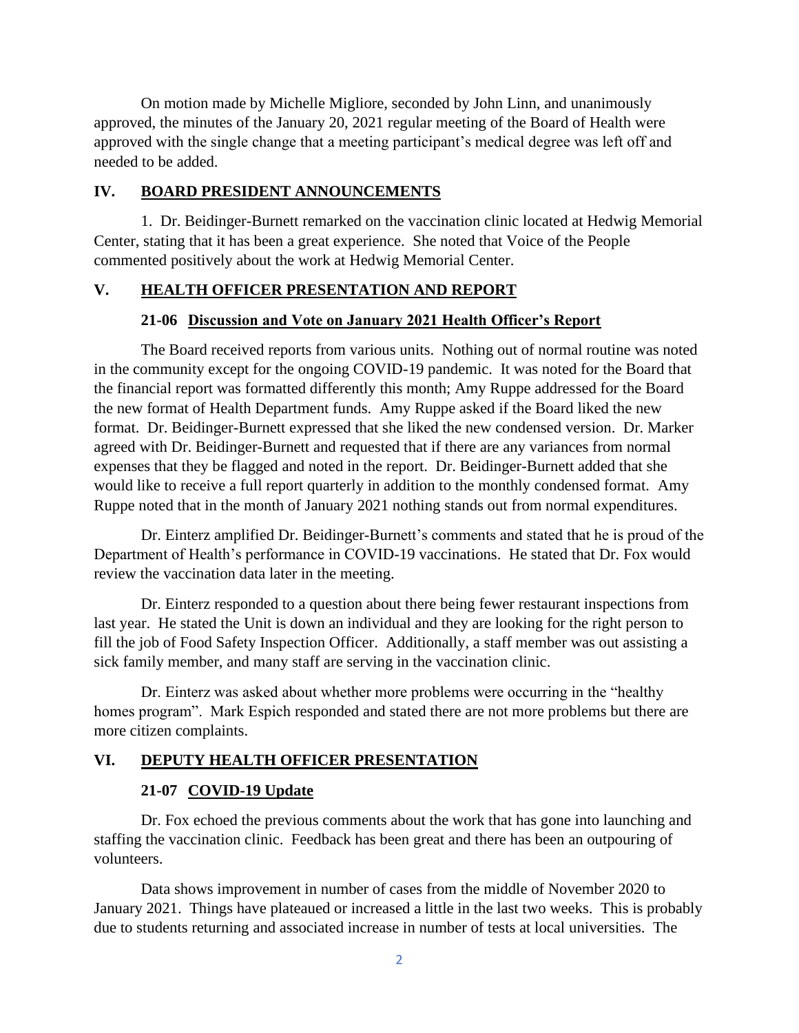On motion made by Michelle Migliore, seconded by John Linn, and unanimously approved, the minutes of the January 20, 2021 regular meeting of the Board of Health were approved with the single change that a meeting participant's medical degree was left off and needed to be added.

## IV. BOARD PRESIDENT ANNOUNCEMENTS

1. Dr. Beidinger-Burnett remarked on the vaccination clinic located at Hedwig Memorial Center, stating that it has been a great experience. She noted that Voice of the People commented positively about the work at Hedwig Memorial Center.

## V. HEALTH OFFICER PRESENTATION AND REPORT

### 21-06 Discussion and Vote on January 2021 Health Officer's Report

The Board received reports from various units. Nothing out of normal routine was noted in the community except for the ongoing COVID-19 pandemic. It was noted for the Board that the financial report was formatted differently this month; Amy Ruppe addressed for the Board the new format of Health Department funds. Amy Ruppe asked if the Board liked the new format. Dr. Beidinger-Burnett expressed that she liked the new condensed version. Dr. Marker agreed with Dr. Beidinger-Burnett and requested that if there are any variances from normal expenses that they be flagged and noted in the report. Dr. Beidinger-Burnett added that she would like to receive a full report quarterly in addition to the monthly condensed format. Amy Ruppe noted that in the month of January 2021 nothing stands out from normal expenditures.

Dr. Einterz amplified Dr. Beidinger-Burnett's comments and stated that he is proud of the Department of Health's performance in COVID-19 vaccinations. He stated that Dr. Fox would review the vaccination data later in the meeting.

Dr. Einterz responded to a question about there being fewer restaurant inspections from last year. He stated the Unit is down an individual and they are looking for the right person to fill the job of Food Safety Inspection Officer. Additionally, a staff member was out assisting a sick family member, and many staff are serving in the vaccination clinic.

Dr. Einterz was asked about whether more problems were occurring in the "healthy homes program". Mark Espich responded and stated there are not more problems but there are more citizen complaints.

## VI. DEPUTY HEALTH OFFICER PRESENTATION

### 21-07 COVID-19 Update

Dr. Fox echoed the previous comments about the work that has gone into launching and staffing the vaccination clinic. Feedback has been great and there has been an outpouring of volunteers.

Data shows improvement in number of cases from the middle of November 2020 to January 2021. Things have plateaued or increased a little in the last two weeks. This is probably due to students returning and associated increase in number of tests at local universities. The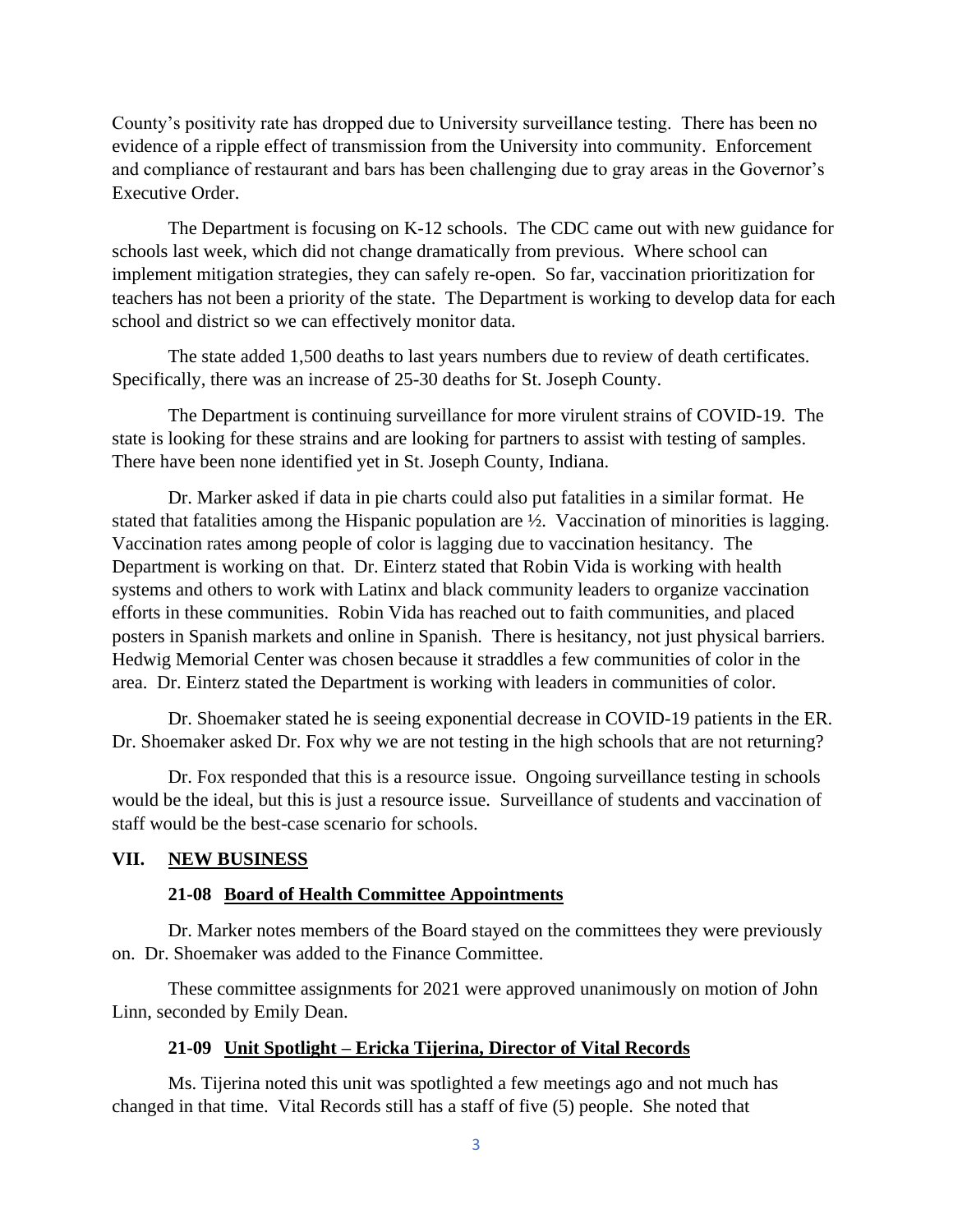County's positivity rate has dropped due to University surveillance testing. There has been no evidence of a ripple effect of transmission from the University into community. Enforcement and compliance of restaurant and bars has been challenging due to gray areas in the Governor's Executive Order.

The Department is focusing on K-12 schools. The CDC came out with new guidance for schools last week, which did not change dramatically from previous. Where school can implement mitigation strategies, they can safely re-open. So far, vaccination prioritization for teachers has not been a priority of the state. The Department is working to develop data for each school and district so we can effectively monitor data.

The state added 1,500 deaths to last years numbers due to review of death certificates. Specifically, there was an increase of 25-30 deaths for St. Joseph County.

The Department is continuing surveillance for more virulent strains of COVID-19. The state is looking for these strains and are looking for partners to assist with testing of samples. There have been none identified yet in St. Joseph County, Indiana.

Dr. Marker asked if data in pie charts could also put fatalities in a similar format. He stated that fatalities among the Hispanic population are ½. Vaccination of minorities is lagging. Vaccination rates among people of color is lagging due to vaccination hesitancy. The Department is working on that. Dr. Einterz stated that Robin Vida is working with health systems and others to work with Latinx and black community leaders to organize vaccination efforts in these communities. Robin Vida has reached out to faith communities, and placed posters in Spanish markets and online in Spanish. There is hesitancy, not just physical barriers. Hedwig Memorial Center was chosen because it straddles a few communities of color in the area. Dr. Einterz stated the Department is working with leaders in communities of color.

Dr. Shoemaker stated he is seeing exponential decrease in COVID-19 patients in the ER. Dr. Shoemaker asked Dr. Fox why we are not testing in the high schools that are not returning?

Dr. Fox responded that this is a resource issue. Ongoing surveillance testing in schools would be the ideal, but this is just a resource issue. Surveillance of students and vaccination of staff would be the best-case scenario for schools.

## VII. NEW BUSINESS

### 21-08 Board of Health Committee Appointments

Dr. Marker notes members of the Board stayed on the committees they were previously on. Dr. Shoemaker was added to the Finance Committee.

These committee assignments for 2021 were approved unanimously on motion of John Linn, seconded by Emily Dean.

### 21-09 Unit Spotlight – Ericka Tijerina, Director of Vital Records

Ms. Tijerina noted this unit was spotlighted a few meetings ago and not much has changed in that time. Vital Records still has a staff of five (5) people. She noted that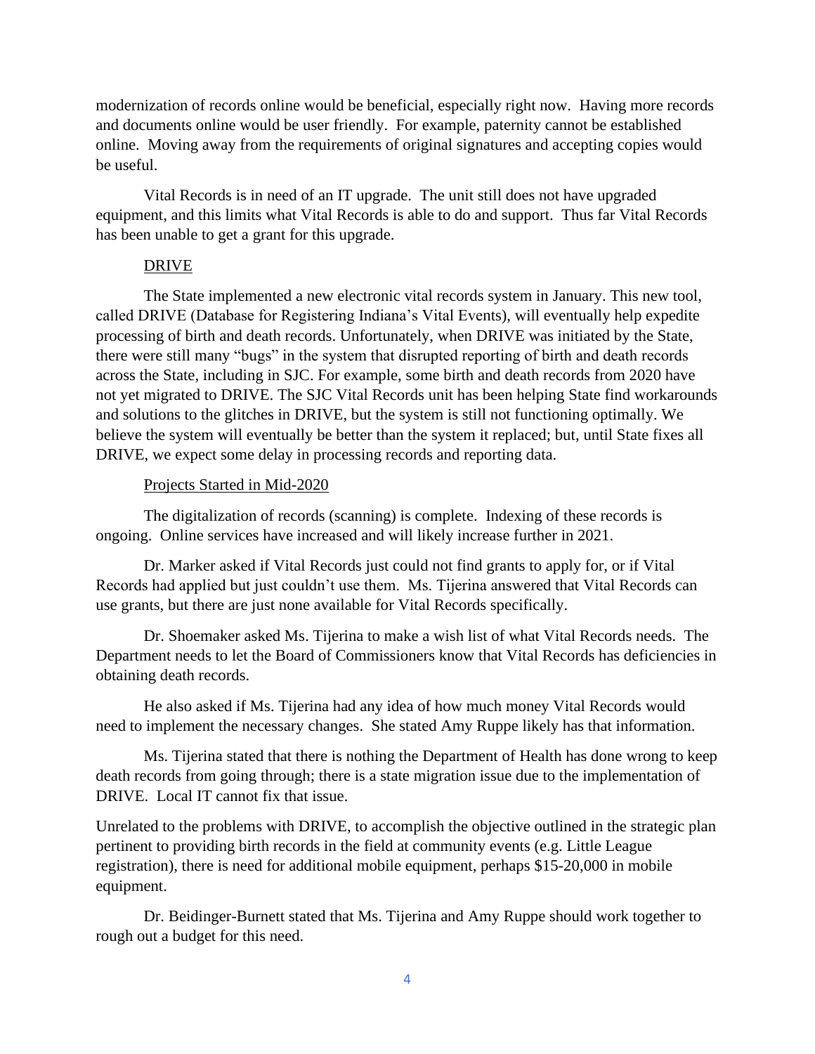modernization of records online would be beneficial, especially right now. Having more records and documents online would be user friendly. For example, paternity cannot be established online. Moving away from the requirements of original signatures and accepting copies would be useful.

Vital Records is in need of an IT upgrade. The unit still does not have upgraded equipment, and this limits what Vital Records is able to do and support. Thus far Vital Records has been unable to get a grant for this upgrade.

<u>DRIVE</u>

The State implemented a new electronic vital records system in January. This new tool, called DRIVE (Database for Registering Indiana's Vital Events), will eventually help expedite processing of birth and death records. Unfortunately, when DRIVE was initiated by the State, there were still many "bugs" in the system that disrupted reporting of birth and death records across the State, including in SJC. For example, some birth and death records from 2020 have not yet migrated to DRIVE. The SJC Vital Records unit has been helping State find workarounds and solutions to the glitches in DRIVE, but the system is still not functioning optimally. We believe the system will eventually be better than the system it replaced; but, until State fixes all DRIVE, we expect some delay in processing records and reporting data.

<u>Projects Started in Mid-2020</u>

The digitalization of records (scanning) is complete. Indexing of these records is ongoing. Online services have increased and will likely increase further in 2021.

Dr. Marker asked if Vital Records just could not find grants to apply for, or if Vital Records had applied but just couldn't use them. Ms. Tijerina answered that Vital Records can use grants, but there are just none available for Vital Records specifically.

Dr. Shoemaker asked Ms. Tijerina to make a wish list of what Vital Records needs. The Department needs to let the Board of Commissioners know that Vital Records has deficiencies in obtaining death records.

He also asked if Ms. Tijerina had any idea of how much money Vital Records would need to implement the necessary changes. She stated Amy Ruppe likely has that information.

Ms. Tijerina stated that there is nothing the Department of Health has done wrong to keep death records from going through; there is a state migration issue due to the implementation of DRIVE. Local IT cannot fix that issue.

Unrelated to the problems with DRIVE, to accomplish the objective outlined in the strategic plan pertinent to providing birth records in the field at community events (e.g. Little League registration), there is need for additional mobile equipment, perhaps $15-20,000 in mobile equipment.

Dr. Beidinger-Burnett stated that Ms. Tijerina and Amy Ruppe should work together to rough out a budget for this need.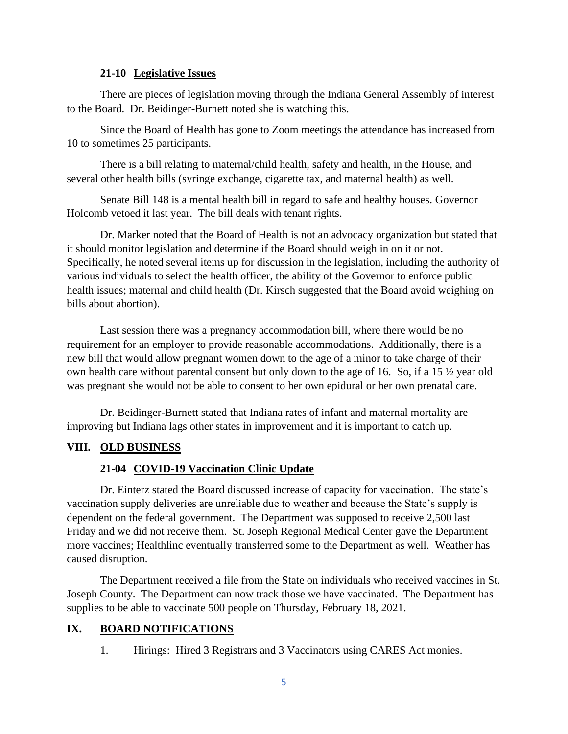### 21-10 Legislative Issues

There are pieces of legislation moving through the Indiana General Assembly of interest to the Board. Dr. Beidinger-Burnett noted she is watching this.

Since the Board of Health has gone to Zoom meetings the attendance has increased from 10 to sometimes 25 participants.

There is a bill relating to maternal/child health, safety and health, in the House, and several other health bills (syringe exchange, cigarette tax, and maternal health) as well.

Senate Bill 148 is a mental health bill in regard to safe and healthy houses. Governor Holcomb vetoed it last year. The bill deals with tenant rights.

Dr. Marker noted that the Board of Health is not an advocacy organization but stated that it should monitor legislation and determine if the Board should weigh in on it or not. Specifically, he noted several items up for discussion in the legislation, including the authority of various individuals to select the health officer, the ability of the Governor to enforce public health issues; maternal and child health (Dr. Kirsch suggested that the Board avoid weighing on bills about abortion).

Last session there was a pregnancy accommodation bill, where there would be no requirement for an employer to provide reasonable accommodations. Additionally, there is a new bill that would allow pregnant women down to the age of a minor to take charge of their own health care without parental consent but only down to the age of 16. So, if a 15 ½ year old was pregnant she would not be able to consent to her own epidural or her own prenatal care.

Dr. Beidinger-Burnett stated that Indiana rates of infant and maternal mortality are improving but Indiana lags other states in improvement and it is important to catch up.

## VIII. OLD BUSINESS

### 21-04 COVID-19 Vaccination Clinic Update

Dr. Einterz stated the Board discussed increase of capacity for vaccination. The state's vaccination supply deliveries are unreliable due to weather and because the State's supply is dependent on the federal government. The Department was supposed to receive 2,500 last Friday and we did not receive them. St. Joseph Regional Medical Center gave the Department more vaccines; Healthlinc eventually transferred some to the Department as well. Weather has caused disruption.

The Department received a file from the State on individuals who received vaccines in St. Joseph County. The Department can now track those we have vaccinated. The Department has supplies to be able to vaccinate 500 people on Thursday, February 18, 2021.

## IX. BOARD NOTIFICATIONS

1. Hirings: Hired 3 Registrars and 3 Vaccinators using CARES Act monies.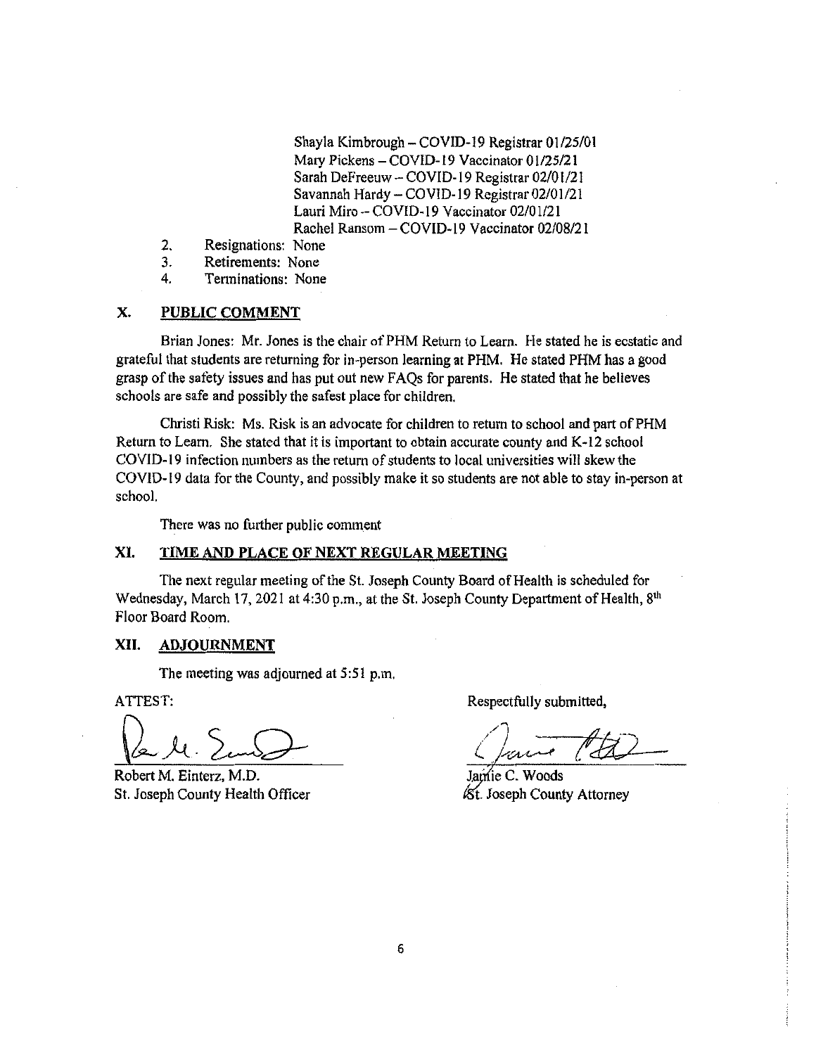Shayla Kimbrough – COVID-19 Registrar 01/25/01
Mary Pickens – COVID-19 Vaccinator 01/25/21
Sarah DeFreeuw – COVID-19 Registrar 02/01/21
Savannah Hardy – COVID-19 Registrar 02/01/21
Lauri Miro – COVID-19 Vaccinator 02/01/21
Rachel Ransom – COVID-19 Vaccinator 02/08/21

2. Resignations: None
3. Retirements: None
4. Terminations: None

## X. PUBLIC COMMENT

Brian Jones: Mr. Jones is the chair of PHM Return to Learn. He stated he is ecstatic and grateful that students are returning for in-person learning at PHM. He stated PHM has a good grasp of the safety issues and has put out new FAQs for parents. He stated that he believes schools are safe and possibly the safest place for children.

Christi Risk: Ms. Risk is an advocate for children to return to school and part of PHM Return to Learn. She stated that it is important to obtain accurate county and K-12 school COVID-19 infection numbers as the return of students to local universities will skew the COVID-19 data for the County, and possibly make it so students are not able to stay in-person at school.

There was no further public comment

## XI. TIME AND PLACE OF NEXT REGULAR MEETING

The next regular meeting of the St. Joseph County Board of Health is scheduled for Wednesday, March 17, 2021 at 4:30 p.m., at the St. Joseph County Department of Health, 8th Floor Board Room.

## XII. ADJOURNMENT

The meeting was adjourned at 5:51 p.m.

ATTEST:

Robert M. Einterz, M.D.
St. Joseph County Health Officer

Respectfully submitted,

Jamie C. Woods
St. Joseph County Attorney